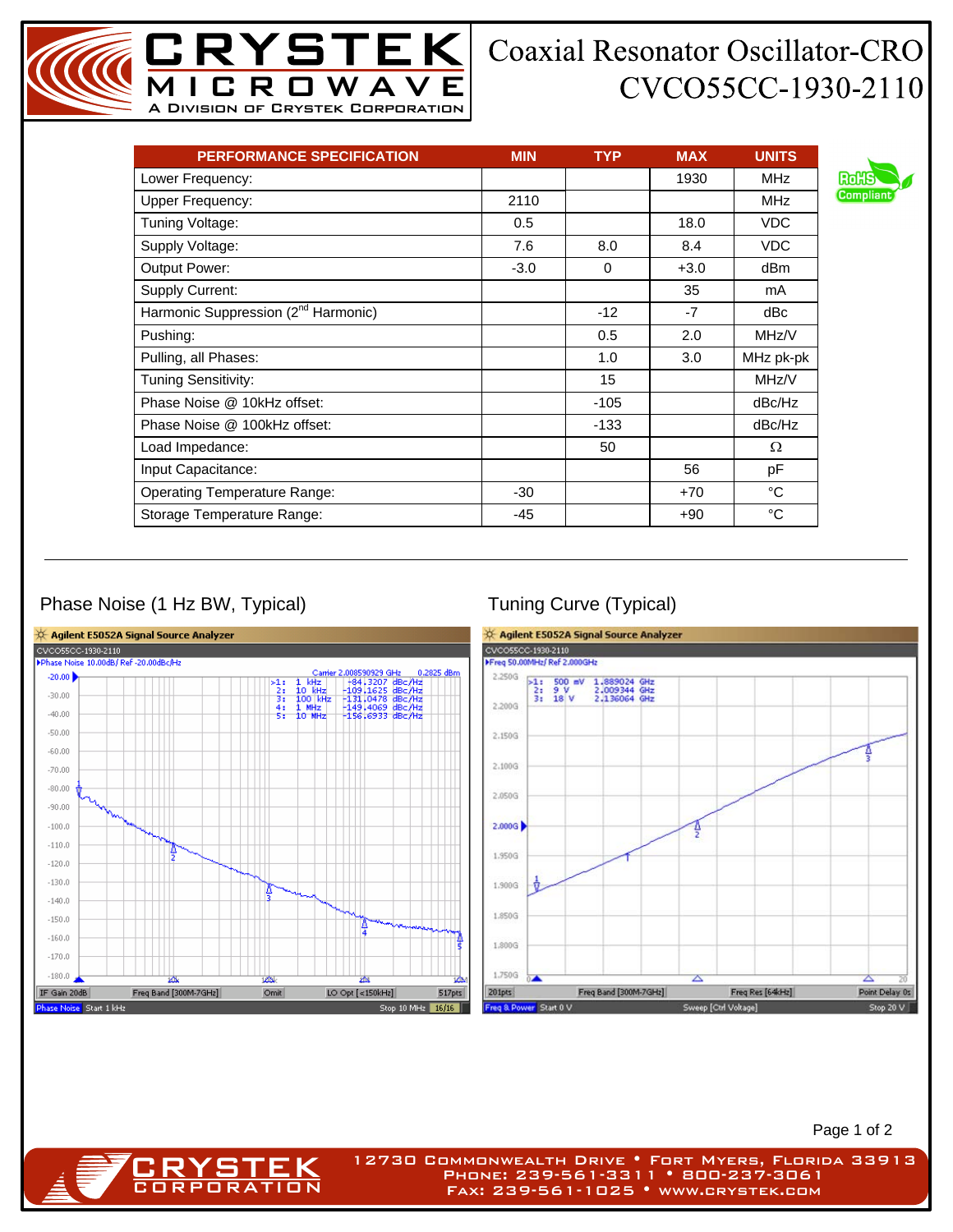# Coaxial Resonator Oscillator-CRO
# CVCO55CC-1930-2110

| PERFORMANCE SPECIFICATION | MIN | TYP | MAX | UNITS |
|---|---|---|---|---|
| Lower Frequency: | | | 1930 | MHz |
| Upper Frequency: | 2110 | | | MHz |
| Tuning Voltage: | 0.5 | | 18.0 | VDC |
| Supply Voltage: | 7.6 | 8.0 | 8.4 | VDC |
| Output Power: | -3.0 | 0 | +3.0 | dBm |
| Supply Current: | | | 35 | mA |
| Harmonic Suppression (2nd Harmonic) | | -12 | -7 | dBc |
| Pushing: | | 0.5 | 2.0 | MHz/V |
| Pulling, all Phases: | | 1.0 | 3.0 | MHz pk-pk |
| Tuning Sensitivity: | | 15 | | MHz/V |
| Phase Noise @ 10kHz offset: | | -105 | | dBc/Hz |
| Phase Noise @ 100kHz offset: | | -133 | | dBc/Hz |
| Load Impedance: | | 50 | | Ω |
| Input Capacitance: | | | 56 | pF |
| Operating Temperature Range: | -30 | | +70 | °C |
| Storage Temperature Range: | -45 | | +90 | °C |

RoHS Compliant

## Phase Noise (1 Hz BW, Typical)

Agilent E5052A Signal Source Analyzer
CVCO55CC-1930-2110
Phase Noise 10.00dB/ Ref -20.00dBc/Hz
Carrier 2.008590929 GHz 0.2825 dBm

| Marker | Offset | Phase Noise |
|---|---|---|
| 1: | 1 kHz | -84.3207 dBc/Hz |
| 2: | 10 kHz | -109.1625 dBc/Hz |
| 3: | 100 kHz | -131.0478 dBc/Hz |
| 4: | 1 MHz | -149.4069 dBc/Hz |
| 5: | 10 MHz | -156.6933 dBc/Hz |

IF Gain 20dB | Freq Band [300M-7GHz] | Omit | LO Opt [<150kHz] | 517pts
Phase Noise Start 1 kHz Stop 10 MHz 16/16

## Tuning Curve (Typical)

Agilent E5052A Signal Source Analyzer
CVCO55CC-1930-2110
Freq 50.00MHz/ Ref 2.000GHz

| Marker | Voltage | Frequency |
|---|---|---|
| 1: | 500 mV | 1.889024 GHz |
| 2: | 9 V | 2.009344 GHz |
| 3: | 18 V | 2.136064 GHz |

201pts | Freq Band [300M-7GHz] | Freq Res [64kHz] | Point Delay 0s
Freq & Power Start 0 V Sweep [Ctrl Voltage] Stop 20 V

12730 Commonwealth Drive • Fort Myers, Florida 33913
Phone: 239-561-3311 • 800-237-3061
Fax: 239-561-1025 • www.crystek.com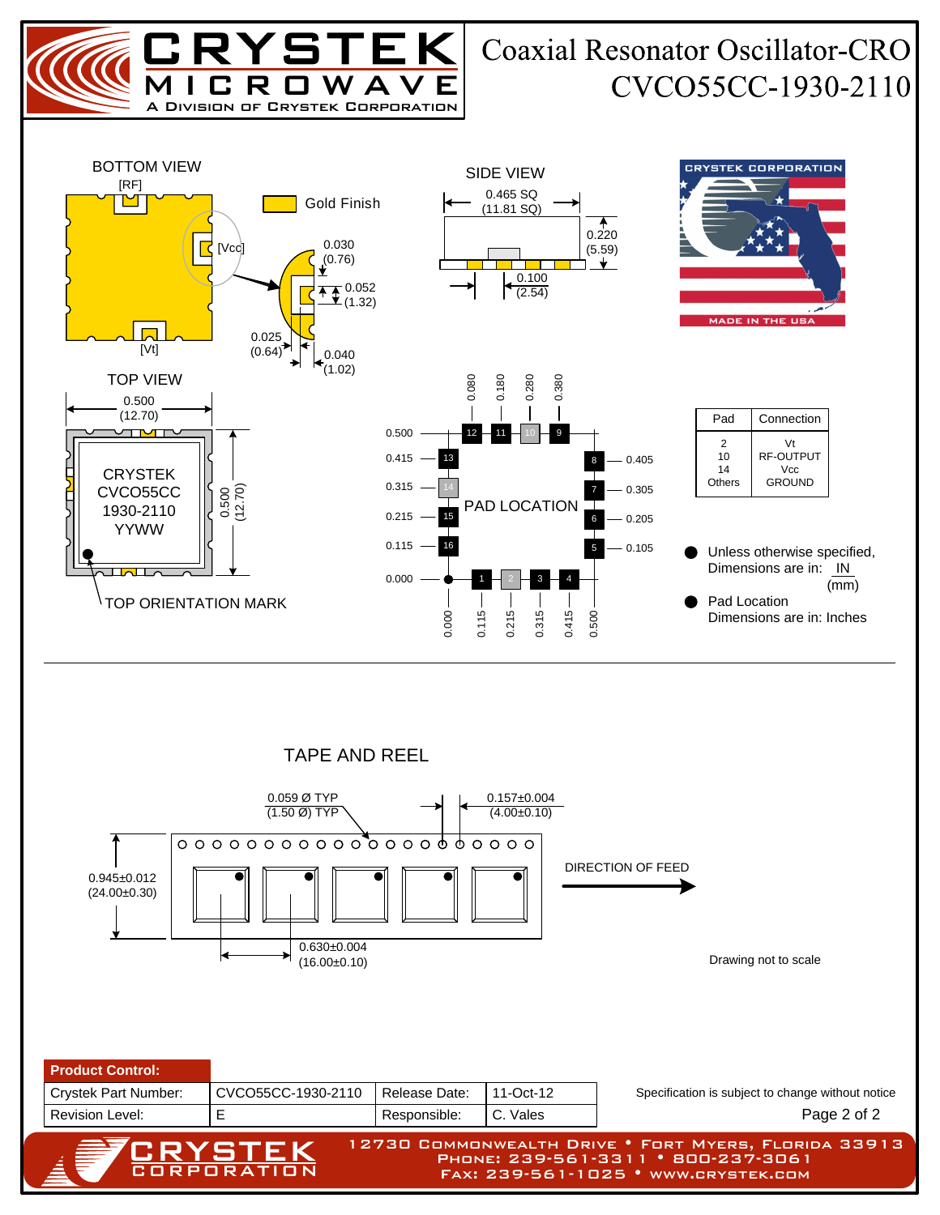# Coaxial Resonator Oscillator-CRO
# CVCO55CC-1930-2110

CRYSTEK MICROWAVE
A DIVISION OF CRYSTEK CORPORATION

BOTTOM VIEW

[RF]

[Vcc]

[Vt]

Gold Finish

0.030
(0.76)

0.052
(1.32)

0.025
(0.64)

0.040
(1.02)

SIDE VIEW

0.465 SQ
(11.81 SQ)

0.220
(5.59)

0.100
(2.54)

TOP VIEW

0.500
(12.70)

CRYSTEK
CVCO55CC
1930-2110
YYWW

0.500
(12.70)

TOP ORIENTATION MARK

PAD LOCATION

0.080 0.180 0.280 0.380

0.500 0.415 0.315 0.215 0.115 0.000

0.405 0.305 0.205 0.105

0.000 0.115 0.215 0.315 0.415 0.500

CRYSTEK CORPORATION
MADE IN THE USA

| Pad | Connection |
|---|---|
| 2 | Vt |
| 10 | RF-OUTPUT |
| 14 | Vcc |
| Others | GROUND |

- Unless otherwise specified, Dimensions are in: IN / (mm)
- Pad Location Dimensions are in: Inches

## TAPE AND REEL

0.059 Ø TYP
(1.50 Ø) TYP

0.157±0.004
(4.00±0.10)

0.945±0.012
(24.00±0.30)

0.630±0.004
(16.00±0.10)

DIRECTION OF FEED

Drawing not to scale

| Product Control: | | | |
|---|---|---|---|
| Crystek Part Number: | CVCO55CC-1930-2110 | Release Date: | 11-Oct-12 |
| Revision Level: | E | Responsible: | C. Vales |

Specification is subject to change without notice

CRYSTEK CORPORATION
12730 Commonwealth Drive • Fort Myers, Florida 33913
Phone: 239-561-3311 • 800-237-3061
Fax: 239-561-1025 • www.crystek.com